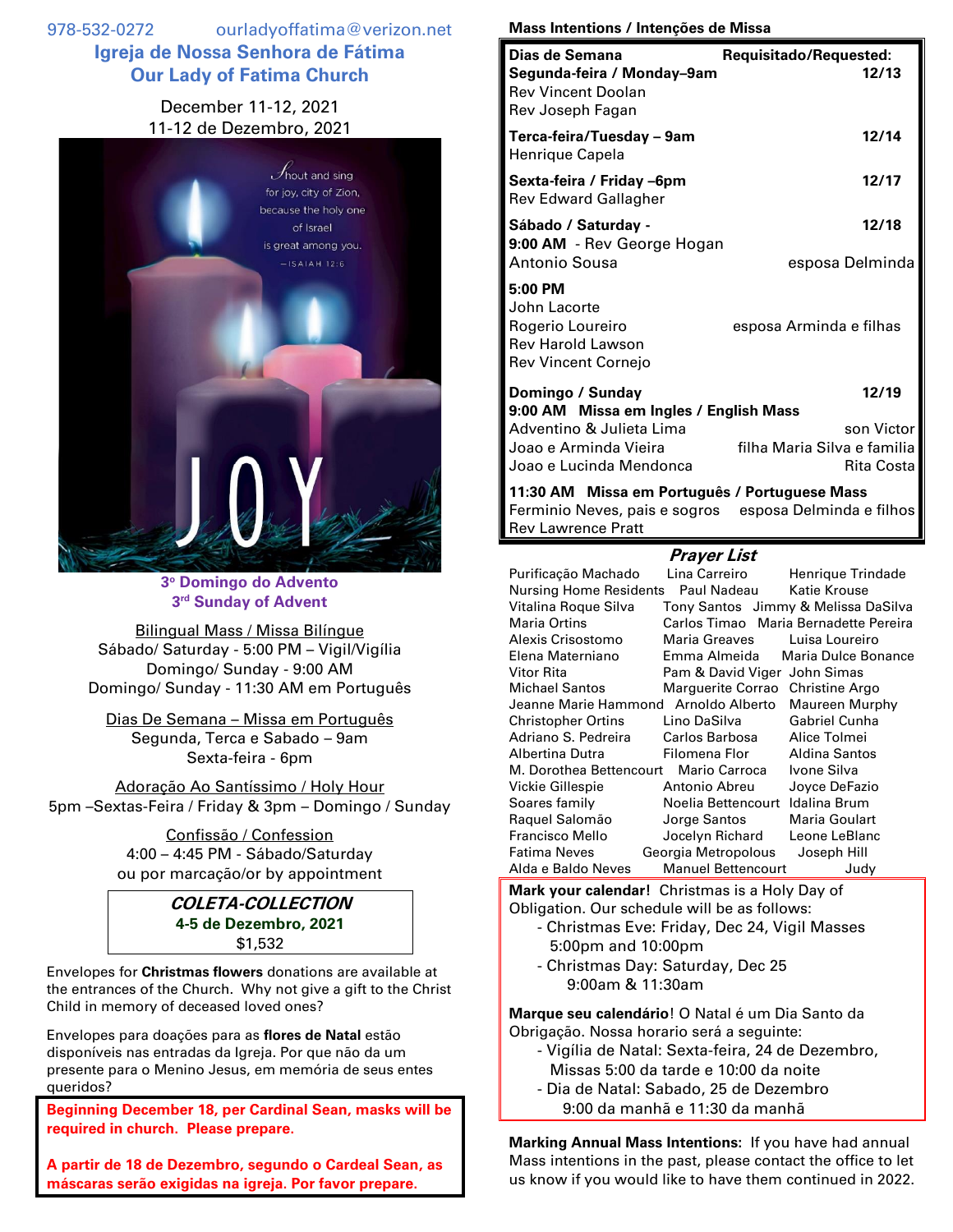978-532-0272 ourladyoffatima@verizon.net

# Igreja de Nossa Senhora de Fátima
# Our Lady of Fatima Church

December 11-12, 2021
11-12 de Dezembro, 2021

Shout and sing for joy, city of Zion, because the holy one of Israel is great among you.
– ISAIAH 12:6

JOY

**3º Domingo do Advento**
**3rd Sunday of Advent**

Bilingual Mass / Missa Bilíngue
Sábado/ Saturday - 5:00 PM – Vigil/Vigília
Domingo/ Sunday - 9:00 AM
Domingo/ Sunday - 11:30 AM em Português

Dias De Semana – Missa em Português
Segunda, Terca e Sabado – 9am
Sexta-feira - 6pm

Adoração Ao Santíssimo / Holy Hour
5pm –Sextas-Feira / Friday & 3pm – Domingo / Sunday

Confissão / Confession
4:00 – 4:45 PM - Sábado/Saturday
ou por marcação/or by appointment

***COLETA-COLLECTION***
**4-5 de Dezembro, 2021**
$1,532

Envelopes for **Christmas flowers** donations are available at the entrances of the Church. Why not give a gift to the Christ Child in memory of deceased loved ones?

Envelopes para doações para as **flores de Natal** estão disponíveis nas entradas da Igreja. Por que não da um presente para o Menino Jesus, em memória de seus entes queridos?

**Beginning December 18, per Cardinal Sean, masks will be required in church. Please prepare.**

**A partir de 18 de Dezembro, segundo o Cardeal Sean, as máscaras serão exigidas na igreja. Por favor prepare.**

## Mass Intentions / Intenções de Missa

| Dias de Semana | Requisitado/Requested: |
|---|---|
| **Segunda-feira / Monday–9am** | **12/13** |
| Rev Vincent Doolan | |
| Rev Joseph Fagan | |
| **Terca-feira/Tuesday – 9am** | **12/14** |
| Henrique Capela | |
| **Sexta-feira / Friday –6pm** | **12/17** |
| Rev Edward Gallagher | |
| **Sábado / Saturday -** | **12/18** |
| **9:00 AM** - Rev George Hogan | |
| Antonio Sousa | esposa Delminda |
| **5:00 PM** | |
| John Lacorte | |
| Rogerio Loureiro | esposa Arminda e filhas |
| Rev Harold Lawson | |
| Rev Vincent Cornejo | |
| **Domingo / Sunday** | **12/19** |
| **9:00 AM Missa em Ingles / English Mass** | |
| Adventino & Julieta Lima | son Victor |
| Joao e Arminda Vieira | filha Maria Silva e familia |
| Joao e Lucinda Mendonca | Rita Costa |
| **11:30 AM Missa em Português / Portuguese Mass** | |
| Ferminio Neves, pais e sogros | esposa Delminda e filhos |
| Rev Lawrence Pratt | |

## *Prayer List*

| | | |
|---|---|---|
| Purificação Machado | Lina Carreiro | Henrique Trindade |
| Nursing Home Residents | Paul Nadeau | Katie Krouse |
| Vitalina Roque Silva | Tony Santos | Jimmy & Melissa DaSilva |
| Maria Ortins | Carlos Timao | Maria Bernadette Pereira |
| Alexis Crisostomo | Maria Greaves | Luisa Loureiro |
| Elena Materniano | Emma Almeida | Maria Dulce Bonance |
| Vitor Rita | Pam & David Viger | John Simas |
| Michael Santos | Marguerite Corrao | Christine Argo |
| Jeanne Marie Hammond | Arnoldo Alberto | Maureen Murphy |
| Christopher Ortins | Lino DaSilva | Gabriel Cunha |
| Adriano S. Pedreira | Carlos Barbosa | Alice Tolmei |
| Albertina Dutra | Filomena Flor | Aldina Santos |
| M. Dorothea Bettencourt | Mario Carroca | Ivone Silva |
| Vickie Gillespie | Antonio Abreu | Joyce DeFazio |
| Soares family | Noelia Bettencourt | Idalina Brum |
| Raquel Salomão | Jorge Santos | Maria Goulart |
| Francisco Mello | Jocelyn Richard | Leone LeBlanc |
| Fatima Neves | Georgia Metropolous | Joseph Hill |
| Alda e Baldo Neves | Manuel Bettencourt | Judy |

**Mark your calendar!** Christmas is a Holy Day of Obligation. Our schedule will be as follows:
- Christmas Eve: Friday, Dec 24, Vigil Masses 5:00pm and 10:00pm
- Christmas Day: Saturday, Dec 25 9:00am & 11:30am

**Marque seu calendário**! O Natal é um Dia Santo da Obrigação. Nossa horario será a seguinte:
- Vigília de Natal: Sexta-feira, 24 de Dezembro, Missas 5:00 da tarde e 10:00 da noite
- Dia de Natal: Sabado, 25 de Dezembro 9:00 da manhã e 11:30 da manhã

**Marking Annual Mass Intentions:** If you have had annual Mass intentions in the past, please contact the office to let us know if you would like to have them continued in 2022.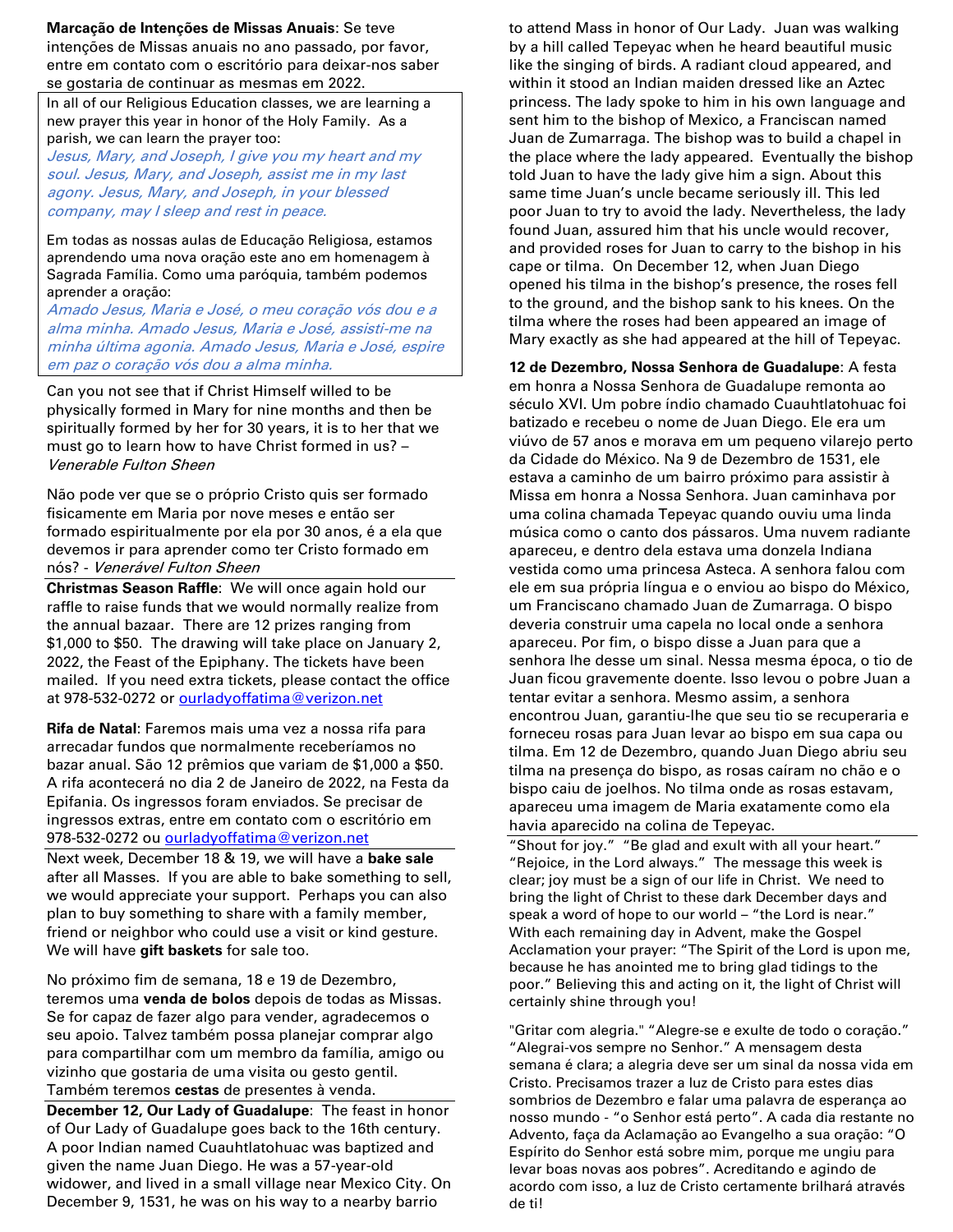**Marcação de Intenções de Missas Anuais**: Se teve intenções de Missas anuais no ano passado, por favor, entre em contato com o escritório para deixar-nos saber se gostaria de continuar as mesmas em 2022.

In all of our Religious Education classes, we are learning a new prayer this year in honor of the Holy Family. As a parish, we can learn the prayer too:

*Jesus, Mary, and Joseph, I give you my heart and my soul. Jesus, Mary, and Joseph, assist me in my last agony. Jesus, Mary, and Joseph, in your blessed company, may I sleep and rest in peace.*

Em todas as nossas aulas de Educação Religiosa, estamos aprendendo uma nova oração este ano em homenagem à Sagrada Família. Como uma paróquia, também podemos aprender a oração:

*Amado Jesus, Maria e José, o meu coração vós dou e a alma minha. Amado Jesus, Maria e José, assisti-me na minha última agonia. Amado Jesus, Maria e José, espire em paz o coração vós dou a alma minha.*

Can you not see that if Christ Himself willed to be physically formed in Mary for nine months and then be spiritually formed by her for 30 years, it is to her that we must go to learn how to have Christ formed in us? – *Venerable Fulton Sheen*

Não pode ver que se o próprio Cristo quis ser formado fisicamente em Maria por nove meses e então ser formado espiritualmente por ela por 30 anos, é a ela que devemos ir para aprender como ter Cristo formado em nós? - *Venerável Fulton Sheen*

**Christmas Season Raffle**: We will once again hold our raffle to raise funds that we would normally realize from the annual bazaar. There are 12 prizes ranging from $1,000 to $50. The drawing will take place on January 2, 2022, the Feast of the Epiphany. The tickets have been mailed. If you need extra tickets, please contact the office at 978-532-0272 or ourladyoffatima@verizon.net

**Rifa de Natal**: Faremos mais uma vez a nossa rifa para arrecadar fundos que normalmente receberíamos no bazar anual. São 12 prêmios que variam de $1,000 a $50. A rifa acontecerá no dia 2 de Janeiro de 2022, na Festa da Epifania. Os ingressos foram enviados. Se precisar de ingressos extras, entre em contato com o escritório em 978-532-0272 ou ourladyoffatima@verizon.net

Next week, December 18 & 19, we will have a **bake sale** after all Masses. If you are able to bake something to sell, we would appreciate your support. Perhaps you can also plan to buy something to share with a family member, friend or neighbor who could use a visit or kind gesture. We will have **gift baskets** for sale too.

No próximo fim de semana, 18 e 19 de Dezembro, teremos uma **venda de bolos** depois de todas as Missas. Se for capaz de fazer algo para vender, agradecemos o seu apoio. Talvez também possa planejar comprar algo para compartilhar com um membro da família, amigo ou vizinho que gostaria de uma visita ou gesto gentil. Também teremos **cestas** de presentes à venda.

**December 12, Our Lady of Guadalupe**: The feast in honor of Our Lady of Guadalupe goes back to the 16th century. A poor Indian named Cuauhtlatohuac was baptized and given the name Juan Diego. He was a 57-year-old widower, and lived in a small village near Mexico City. On December 9, 1531, he was on his way to a nearby barrio to attend Mass in honor of Our Lady. Juan was walking by a hill called Tepeyac when he heard beautiful music like the singing of birds. A radiant cloud appeared, and within it stood an Indian maiden dressed like an Aztec princess. The lady spoke to him in his own language and sent him to the bishop of Mexico, a Franciscan named Juan de Zumarraga. The bishop was to build a chapel in the place where the lady appeared. Eventually the bishop told Juan to have the lady give him a sign. About this same time Juan's uncle became seriously ill. This led poor Juan to try to avoid the lady. Nevertheless, the lady found Juan, assured him that his uncle would recover, and provided roses for Juan to carry to the bishop in his cape or tilma. On December 12, when Juan Diego opened his tilma in the bishop's presence, the roses fell to the ground, and the bishop sank to his knees. On the tilma where the roses had been appeared an image of Mary exactly as she had appeared at the hill of Tepeyac.

**12 de Dezembro, Nossa Senhora de Guadalupe**: A festa em honra a Nossa Senhora de Guadalupe remonta ao século XVI. Um pobre índio chamado Cuauhtlatohuac foi batizado e recebeu o nome de Juan Diego. Ele era um viúvo de 57 anos e morava em um pequeno vilarejo perto da Cidade do México. Na 9 de Dezembro de 1531, ele estava a caminho de um bairro próximo para assistir à Missa em honra a Nossa Senhora. Juan caminhava por uma colina chamada Tepeyac quando ouviu uma linda música como o canto dos pássaros. Uma nuvem radiante apareceu, e dentro dela estava uma donzela Indiana vestida como uma princesa Asteca. A senhora falou com ele em sua própria língua e o enviou ao bispo do México, um Franciscano chamado Juan de Zumarraga. O bispo deveria construir uma capela no local onde a senhora apareceu. Por fim, o bispo disse a Juan para que a senhora lhe desse um sinal. Nessa mesma época, o tio de Juan ficou gravemente doente. Isso levou o pobre Juan a tentar evitar a senhora. Mesmo assim, a senhora encontrou Juan, garantiu-lhe que seu tio se recuperaria e forneceu rosas para Juan levar ao bispo em sua capa ou tilma. Em 12 de Dezembro, quando Juan Diego abriu seu tilma na presença do bispo, as rosas caíram no chão e o bispo caiu de joelhos. No tilma onde as rosas estavam, apareceu uma imagem de Maria exatamente como ela havia aparecido na colina de Tepeyac.

"Shout for joy." "Be glad and exult with all your heart." "Rejoice, in the Lord always." The message this week is clear; joy must be a sign of our life in Christ. We need to bring the light of Christ to these dark December days and speak a word of hope to our world – "the Lord is near." With each remaining day in Advent, make the Gospel Acclamation your prayer: "The Spirit of the Lord is upon me, because he has anointed me to bring glad tidings to the poor." Believing this and acting on it, the light of Christ will certainly shine through you!

"Gritar com alegria." "Alegre-se e exulte de todo o coração." "Alegrai-vos sempre no Senhor." A mensagem desta semana é clara; a alegria deve ser um sinal da nossa vida em Cristo. Precisamos trazer a luz de Cristo para estes dias sombrios de Dezembro e falar uma palavra de esperança ao nosso mundo - "o Senhor está perto". A cada dia restante no Advento, faça da Aclamação ao Evangelho a sua oração: "O Espírito do Senhor está sobre mim, porque me ungiu para levar boas novas aos pobres". Acreditando e agindo de acordo com isso, a luz de Cristo certamente brilhará através de ti!